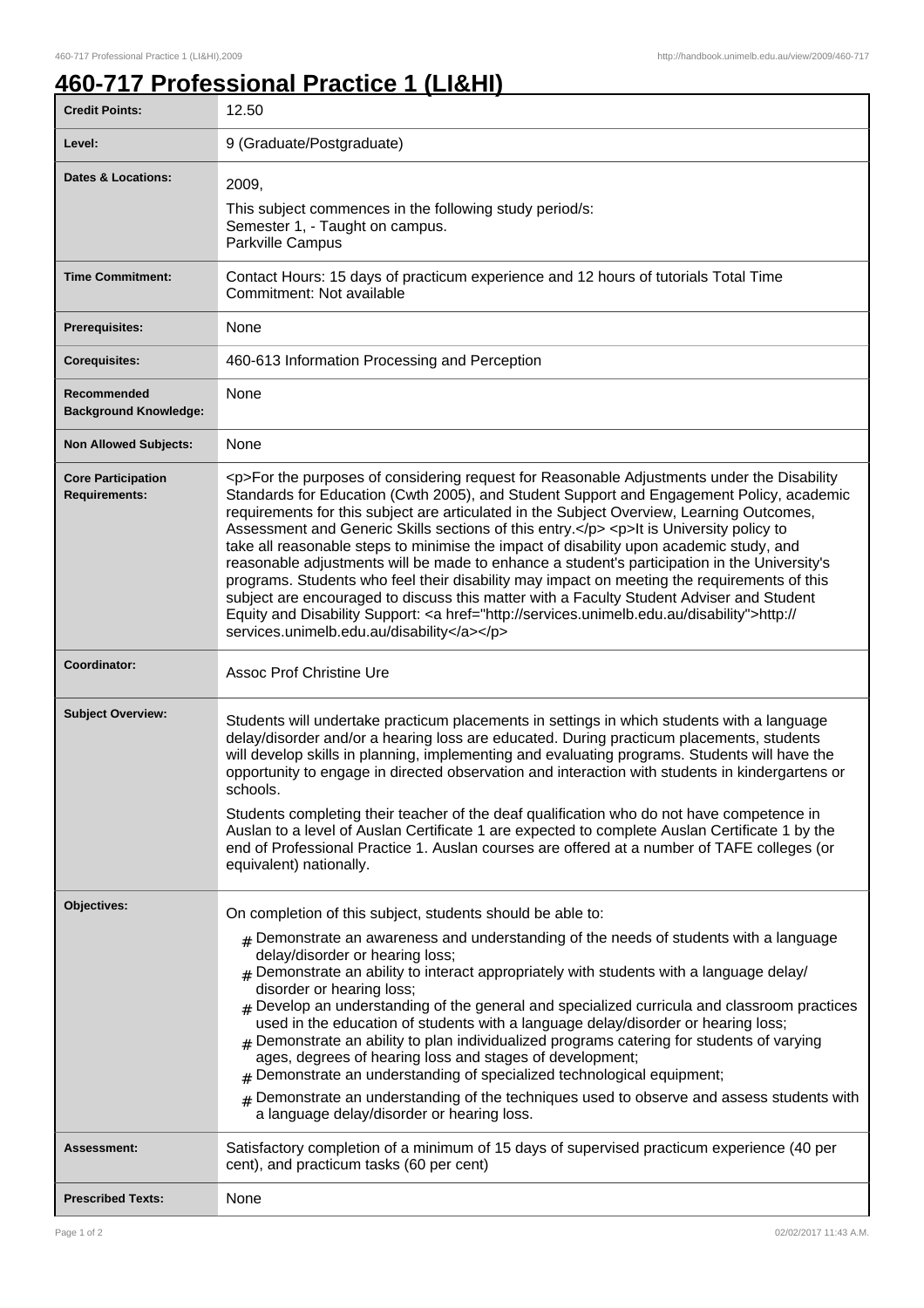# 460-717 Professional Practice 1 (LI&HI)

| | |
|---|---|
| **Credit Points:** | 12.50 |
| **Level:** | 9 (Graduate/Postgraduate) |
| **Dates & Locations:** | 2009,<br>This subject commences in the following study period/s:<br>Semester 1, - Taught on campus.<br>Parkville Campus |
| **Time Commitment:** | Contact Hours: 15 days of practicum experience and 12 hours of tutorials Total Time Commitment: Not available |
| **Prerequisites:** | None |
| **Corequisites:** | 460-613 Information Processing and Perception |
| **Recommended Background Knowledge:** | None |
| **Non Allowed Subjects:** | None |
| **Core Participation Requirements:** | <p>For the purposes of considering request for Reasonable Adjustments under the Disability Standards for Education (Cwth 2005), and Student Support and Engagement Policy, academic requirements for this subject are articulated in the Subject Overview, Learning Outcomes, Assessment and Generic Skills sections of this entry.</p> <p>It is University policy to take all reasonable steps to minimise the impact of disability upon academic study, and reasonable adjustments will be made to enhance a student's participation in the University's programs. Students who feel their disability may impact on meeting the requirements of this subject are encouraged to discuss this matter with a Faculty Student Adviser and Student Equity and Disability Support: <a href="http://services.unimelb.edu.au/disability">http://services.unimelb.edu.au/disability</a></p> |
| **Coordinator:** | Assoc Prof Christine Ure |
| **Subject Overview:** | Students will undertake practicum placements in settings in which students with a language delay/disorder and/or a hearing loss are educated. During practicum placements, students will develop skills in planning, implementing and evaluating programs. Students will have the opportunity to engage in directed observation and interaction with students in kindergartens or schools.<br><br>Students completing their teacher of the deaf qualification who do not have competence in Auslan to a level of Auslan Certificate 1 are expected to complete Auslan Certificate 1 by the end of Professional Practice 1. Auslan courses are offered at a number of TAFE colleges (or equivalent) nationally. |
| **Objectives:** | On completion of this subject, students should be able to:<br># Demonstrate an awareness and understanding of the needs of students with a language delay/disorder or hearing loss;<br># Demonstrate an ability to interact appropriately with students with a language delay/disorder or hearing loss;<br># Develop an understanding of the general and specialized curricula and classroom practices used in the education of students with a language delay/disorder or hearing loss;<br># Demonstrate an ability to plan individualized programs catering for students of varying ages, degrees of hearing loss and stages of development;<br># Demonstrate an understanding of specialized technological equipment;<br># Demonstrate an understanding of the techniques used to observe and assess students with a language delay/disorder or hearing loss. |
| **Assessment:** | Satisfactory completion of a minimum of 15 days of supervised practicum experience (40 per cent), and practicum tasks (60 per cent) |
| **Prescribed Texts:** | None |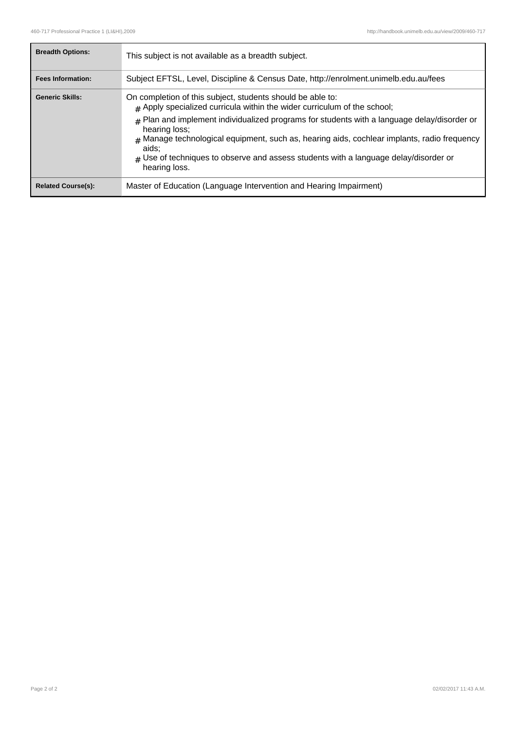| | |
|---|---|
| **Breadth Options:** | This subject is not available as a breadth subject. |
| **Fees Information:** | Subject EFTSL, Level, Discipline & Census Date, http://enrolment.unimelb.edu.au/fees |
| **Generic Skills:** | On completion of this subject, students should be able to:<br># Apply specialized curricula within the wider curriculum of the school;<br># Plan and implement individualized programs for students with a language delay/disorder or hearing loss;<br># Manage technological equipment, such as, hearing aids, cochlear implants, radio frequency aids;<br># Use of techniques to observe and assess students with a language delay/disorder or hearing loss. |
| **Related Course(s):** | Master of Education (Language Intervention and Hearing Impairment) |